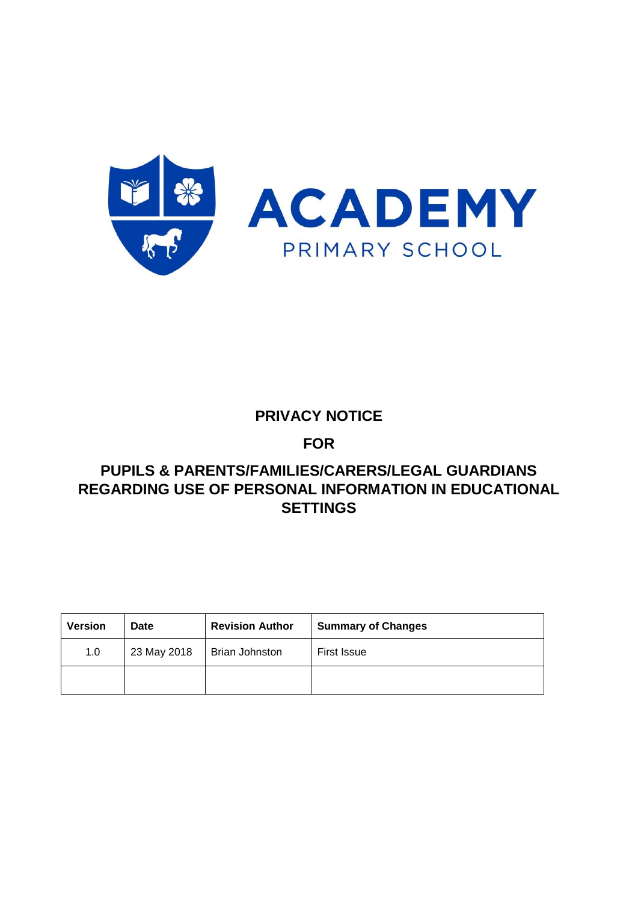ACADEMY

PRIMARY SCHOOL

# PRIVACY NOTICE

# FOR

# PUPILS & PARENTS/FAMILIES/CARERS/LEGAL GUARDIANS REGARDING USE OF PERSONAL INFORMATION IN EDUCATIONAL SETTINGS

| Version | Date | Revision Author | Summary of Changes |
|---|---|---|---|
| 1.0 | 23 May 2018 | Brian Johnston | First Issue |
| | | | |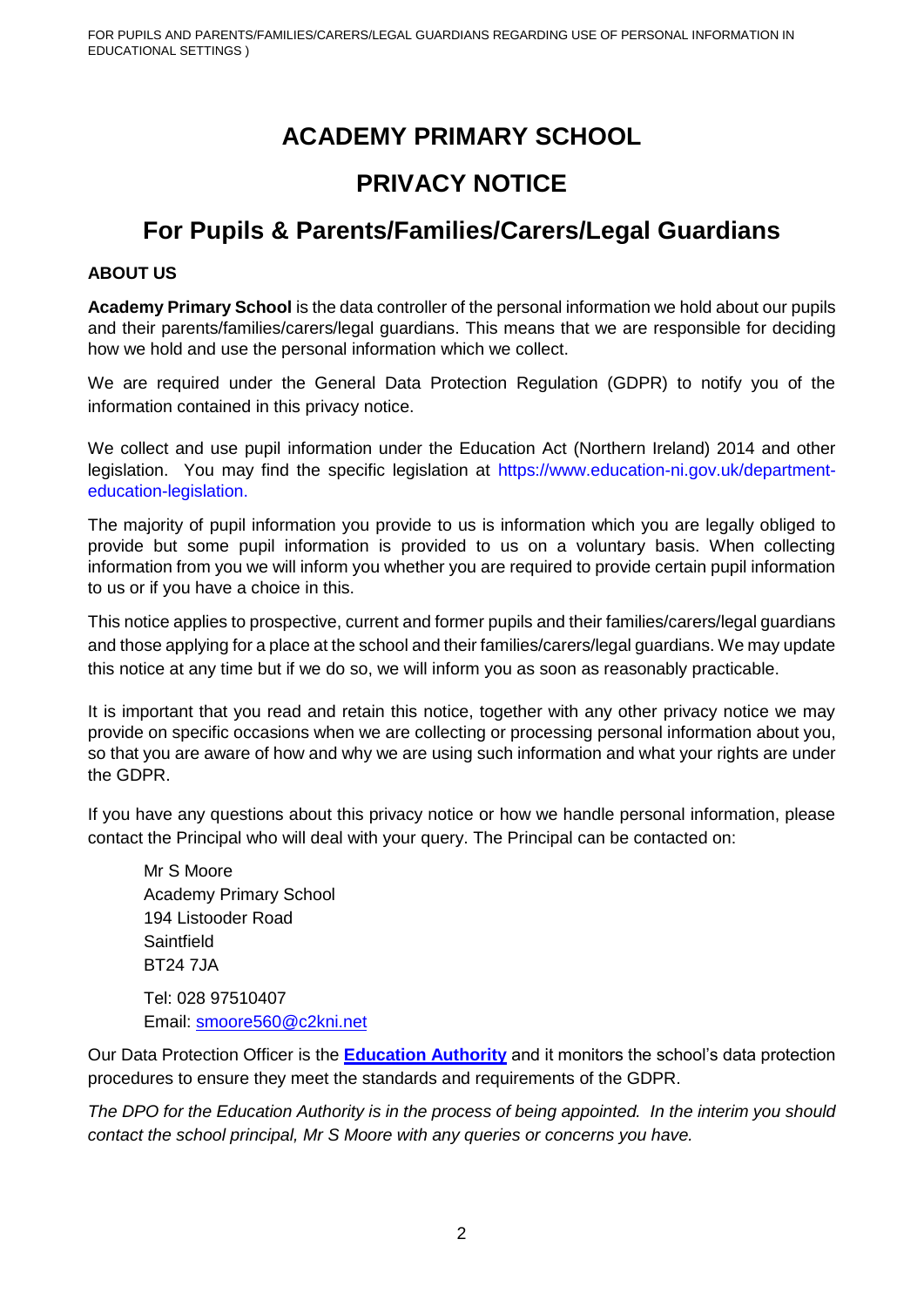# ACADEMY PRIMARY SCHOOL

# PRIVACY NOTICE

## For Pupils & Parents/Families/Carers/Legal Guardians

### ABOUT US

**Academy Primary School** is the data controller of the personal information we hold about our pupils and their parents/families/carers/legal guardians. This means that we are responsible for deciding how we hold and use the personal information which we collect.

We are required under the General Data Protection Regulation (GDPR) to notify you of the information contained in this privacy notice.

We collect and use pupil information under the Education Act (Northern Ireland) 2014 and other legislation. You may find the specific legislation at https://www.education-ni.gov.uk/department-education-legislation.

The majority of pupil information you provide to us is information which you are legally obliged to provide but some pupil information is provided to us on a voluntary basis. When collecting information from you we will inform you whether you are required to provide certain pupil information to us or if you have a choice in this.

This notice applies to prospective, current and former pupils and their families/carers/legal guardians and those applying for a place at the school and their families/carers/legal guardians. We may update this notice at any time but if we do so, we will inform you as soon as reasonably practicable.

It is important that you read and retain this notice, together with any other privacy notice we may provide on specific occasions when we are collecting or processing personal information about you, so that you are aware of how and why we are using such information and what your rights are under the GDPR.

If you have any questions about this privacy notice or how we handle personal information, please contact the Principal who will deal with your query. The Principal can be contacted on:

Mr S Moore
Academy Primary School
194 Listooder Road
Saintfield
BT24 7JA

Tel: 028 97510407
Email: smoore560@c2kni.net

Our Data Protection Officer is the **Education Authority** and it monitors the school's data protection procedures to ensure they meet the standards and requirements of the GDPR.

*The DPO for the Education Authority is in the process of being appointed. In the interim you should contact the school principal, Mr S Moore with any queries or concerns you have.*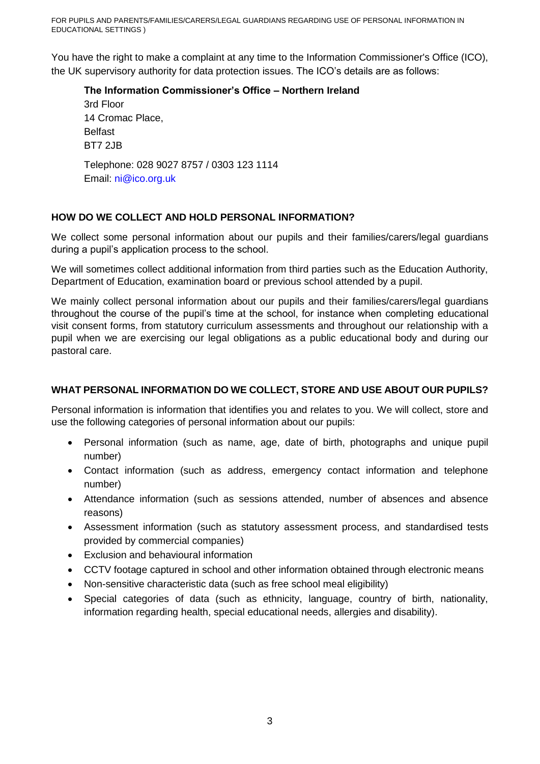You have the right to make a complaint at any time to the Information Commissioner's Office (ICO), the UK supervisory authority for data protection issues. The ICO's details are as follows:

**The Information Commissioner's Office – Northern Ireland**
3rd Floor
14 Cromac Place,
Belfast
BT7 2JB

Telephone: 028 9027 8757 / 0303 123 1114
Email: ni@ico.org.uk

### HOW DO WE COLLECT AND HOLD PERSONAL INFORMATION?

We collect some personal information about our pupils and their families/carers/legal guardians during a pupil's application process to the school.

We will sometimes collect additional information from third parties such as the Education Authority, Department of Education, examination board or previous school attended by a pupil.

We mainly collect personal information about our pupils and their families/carers/legal guardians throughout the course of the pupil's time at the school, for instance when completing educational visit consent forms, from statutory curriculum assessments and throughout our relationship with a pupil when we are exercising our legal obligations as a public educational body and during our pastoral care.

### WHAT PERSONAL INFORMATION DO WE COLLECT, STORE AND USE ABOUT OUR PUPILS?

Personal information is information that identifies you and relates to you. We will collect, store and use the following categories of personal information about our pupils:

- Personal information (such as name, age, date of birth, photographs and unique pupil number)
- Contact information (such as address, emergency contact information and telephone number)
- Attendance information (such as sessions attended, number of absences and absence reasons)
- Assessment information (such as statutory assessment process, and standardised tests provided by commercial companies)
- Exclusion and behavioural information
- CCTV footage captured in school and other information obtained through electronic means
- Non-sensitive characteristic data (such as free school meal eligibility)
- Special categories of data (such as ethnicity, language, country of birth, nationality, information regarding health, special educational needs, allergies and disability).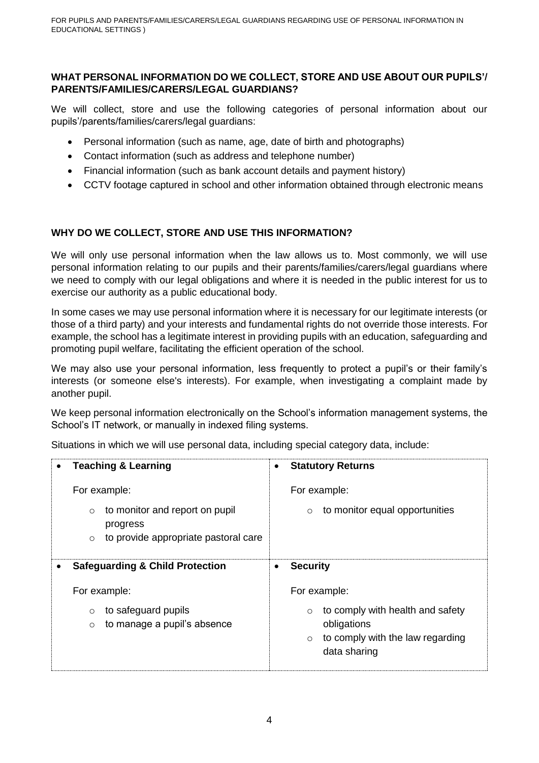## WHAT PERSONAL INFORMATION DO WE COLLECT, STORE AND USE ABOUT OUR PUPILS'/ PARENTS/FAMILIES/CARERS/LEGAL GUARDIANS?

We will collect, store and use the following categories of personal information about our pupils'/parents/families/carers/legal guardians:

- Personal information (such as name, age, date of birth and photographs)
- Contact information (such as address and telephone number)
- Financial information (such as bank account details and payment history)
- CCTV footage captured in school and other information obtained through electronic means

## WHY DO WE COLLECT, STORE AND USE THIS INFORMATION?

We will only use personal information when the law allows us to. Most commonly, we will use personal information relating to our pupils and their parents/families/carers/legal guardians where we need to comply with our legal obligations and where it is needed in the public interest for us to exercise our authority as a public educational body.

In some cases we may use personal information where it is necessary for our legitimate interests (or those of a third party) and your interests and fundamental rights do not override those interests. For example, the school has a legitimate interest in providing pupils with an education, safeguarding and promoting pupil welfare, facilitating the efficient operation of the school.

We may also use your personal information, less frequently to protect a pupil's or their family's interests (or someone else's interests). For example, when investigating a complaint made by another pupil.

We keep personal information electronically on the School's information management systems, the School's IT network, or manually in indexed filing systems.

Situations in which we will use personal data, including special category data, include:

| | |
|---|---|
| • **Teaching & Learning**<br><br>For example:<br>◦ to monitor and report on pupil progress<br>◦ to provide appropriate pastoral care | • **Statutory Returns**<br><br>For example:<br>◦ to monitor equal opportunities |
| • **Safeguarding & Child Protection**<br><br>For example:<br>◦ to safeguard pupils<br>◦ to manage a pupil's absence | • **Security**<br><br>For example:<br>◦ to comply with health and safety obligations<br>◦ to comply with the law regarding data sharing |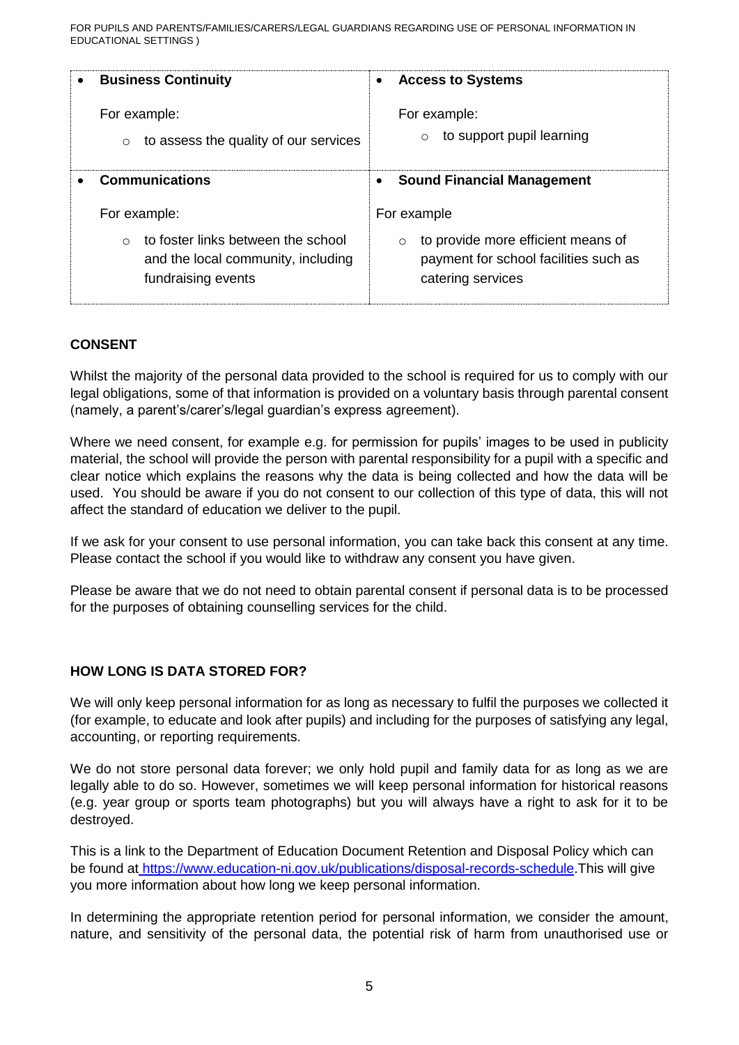| • **Business Continuity**<br><br>For example:<br>◦ to assess the quality of our services | • **Access to Systems**<br><br>For example:<br>◦ to support pupil learning |
| --- | --- |
| • **Communications**<br><br>For example:<br>◦ to foster links between the school and the local community, including fundraising events | • **Sound Financial Management**<br><br>For example<br>◦ to provide more efficient means of payment for school facilities such as catering services |

## CONSENT

Whilst the majority of the personal data provided to the school is required for us to comply with our legal obligations, some of that information is provided on a voluntary basis through parental consent (namely, a parent's/carer's/legal guardian's express agreement).

Where we need consent, for example e.g. for permission for pupils' images to be used in publicity material, the school will provide the person with parental responsibility for a pupil with a specific and clear notice which explains the reasons why the data is being collected and how the data will be used. You should be aware if you do not consent to our collection of this type of data, this will not affect the standard of education we deliver to the pupil.

If we ask for your consent to use personal information, you can take back this consent at any time. Please contact the school if you would like to withdraw any consent you have given.

Please be aware that we do not need to obtain parental consent if personal data is to be processed for the purposes of obtaining counselling services for the child.

## HOW LONG IS DATA STORED FOR?

We will only keep personal information for as long as necessary to fulfil the purposes we collected it (for example, to educate and look after pupils) and including for the purposes of satisfying any legal, accounting, or reporting requirements.

We do not store personal data forever; we only hold pupil and family data for as long as we are legally able to do so. However, sometimes we will keep personal information for historical reasons (e.g. year group or sports team photographs) but you will always have a right to ask for it to be destroyed.

This is a link to the Department of Education Document Retention and Disposal Policy which can be found at https://www.education-ni.gov.uk/publications/disposal-records-schedule. This will give you more information about how long we keep personal information.

In determining the appropriate retention period for personal information, we consider the amount, nature, and sensitivity of the personal data, the potential risk of harm from unauthorised use or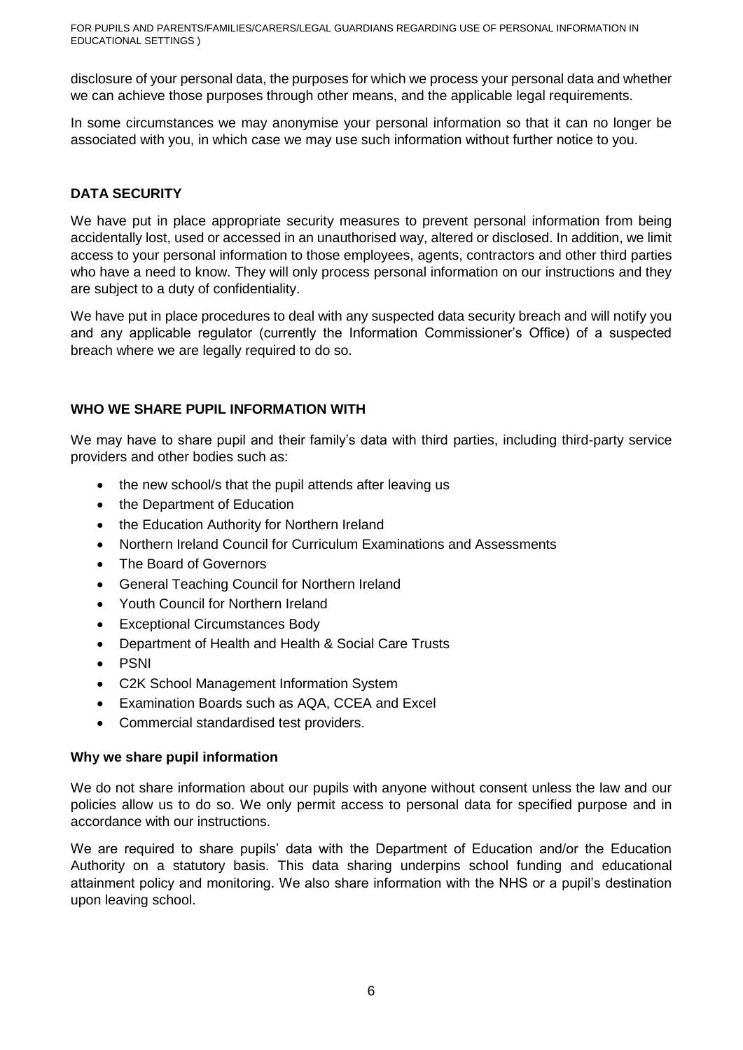disclosure of your personal data, the purposes for which we process your personal data and whether we can achieve those purposes through other means, and the applicable legal requirements.

In some circumstances we may anonymise your personal information so that it can no longer be associated with you, in which case we may use such information without further notice to you.

## DATA SECURITY

We have put in place appropriate security measures to prevent personal information from being accidentally lost, used or accessed in an unauthorised way, altered or disclosed. In addition, we limit access to your personal information to those employees, agents, contractors and other third parties who have a need to know. They will only process personal information on our instructions and they are subject to a duty of confidentiality.

We have put in place procedures to deal with any suspected data security breach and will notify you and any applicable regulator (currently the Information Commissioner's Office) of a suspected breach where we are legally required to do so.

## WHO WE SHARE PUPIL INFORMATION WITH

We may have to share pupil and their family's data with third parties, including third-party service providers and other bodies such as:

- the new school/s that the pupil attends after leaving us
- the Department of Education
- the Education Authority for Northern Ireland
- Northern Ireland Council for Curriculum Examinations and Assessments
- The Board of Governors
- General Teaching Council for Northern Ireland
- Youth Council for Northern Ireland
- Exceptional Circumstances Body
- Department of Health and Health & Social Care Trusts
- PSNI
- C2K School Management Information System
- Examination Boards such as AQA, CCEA and Excel
- Commercial standardised test providers.

### Why we share pupil information

We do not share information about our pupils with anyone without consent unless the law and our policies allow us to do so. We only permit access to personal data for specified purpose and in accordance with our instructions.

We are required to share pupils' data with the Department of Education and/or the Education Authority on a statutory basis. This data sharing underpins school funding and educational attainment policy and monitoring. We also share information with the NHS or a pupil's destination upon leaving school.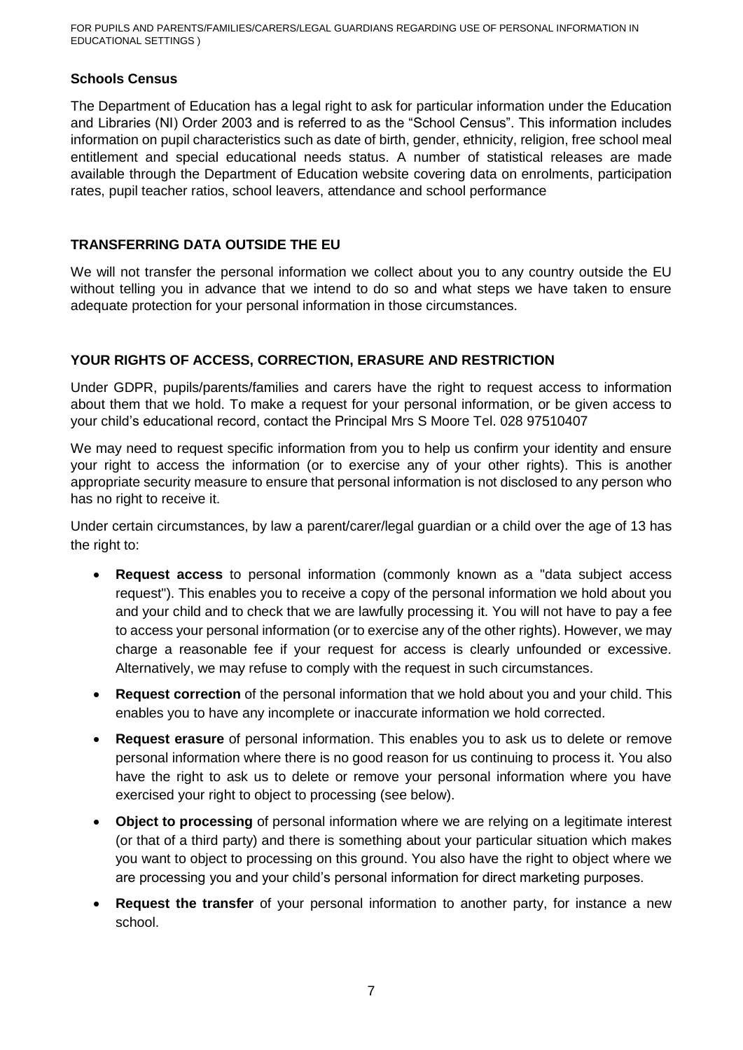### Schools Census

The Department of Education has a legal right to ask for particular information under the Education and Libraries (NI) Order 2003 and is referred to as the "School Census". This information includes information on pupil characteristics such as date of birth, gender, ethnicity, religion, free school meal entitlement and special educational needs status. A number of statistical releases are made available through the Department of Education website covering data on enrolments, participation rates, pupil teacher ratios, school leavers, attendance and school performance

## TRANSFERRING DATA OUTSIDE THE EU

We will not transfer the personal information we collect about you to any country outside the EU without telling you in advance that we intend to do so and what steps we have taken to ensure adequate protection for your personal information in those circumstances.

## YOUR RIGHTS OF ACCESS, CORRECTION, ERASURE AND RESTRICTION

Under GDPR, pupils/parents/families and carers have the right to request access to information about them that we hold. To make a request for your personal information, or be given access to your child's educational record, contact the Principal Mrs S Moore Tel. 028 97510407

We may need to request specific information from you to help us confirm your identity and ensure your right to access the information (or to exercise any of your other rights). This is another appropriate security measure to ensure that personal information is not disclosed to any person who has no right to receive it.

Under certain circumstances, by law a parent/carer/legal guardian or a child over the age of 13 has the right to:

- **Request access** to personal information (commonly known as a "data subject access request"). This enables you to receive a copy of the personal information we hold about you and your child and to check that we are lawfully processing it. You will not have to pay a fee to access your personal information (or to exercise any of the other rights). However, we may charge a reasonable fee if your request for access is clearly unfounded or excessive. Alternatively, we may refuse to comply with the request in such circumstances.
- **Request correction** of the personal information that we hold about you and your child. This enables you to have any incomplete or inaccurate information we hold corrected.
- **Request erasure** of personal information. This enables you to ask us to delete or remove personal information where there is no good reason for us continuing to process it. You also have the right to ask us to delete or remove your personal information where you have exercised your right to object to processing (see below).
- **Object to processing** of personal information where we are relying on a legitimate interest (or that of a third party) and there is something about your particular situation which makes you want to object to processing on this ground. You also have the right to object where we are processing you and your child's personal information for direct marketing purposes.
- **Request the transfer** of your personal information to another party, for instance a new school.